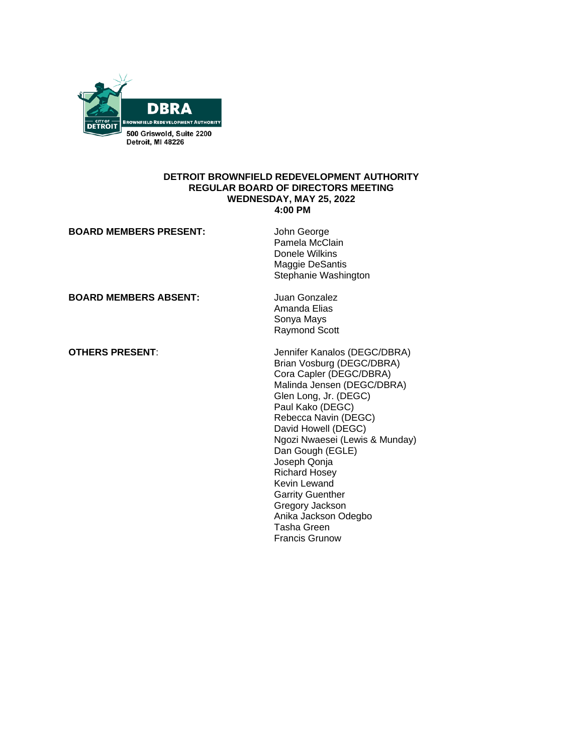DBRA
CITY OF DETROIT
BROWNFIELD REDEVELOPMENT AUTHORITY
500 Griswold, Suite 2200
Detroit, MI 48226

**DETROIT BROWNFIELD REDEVELOPMENT AUTHORITY**
**REGULAR BOARD OF DIRECTORS MEETING**
**WEDNESDAY, MAY 25, 2022**
**4:00 PM**

**BOARD MEMBERS PRESENT:**
John George
Pamela McClain
Donele Wilkins
Maggie DeSantis
Stephanie Washington

**BOARD MEMBERS ABSENT:**
Juan Gonzalez
Amanda Elias
Sonya Mays
Raymond Scott

**OTHERS PRESENT**:
Jennifer Kanalos (DEGC/DBRA)
Brian Vosburg (DEGC/DBRA)
Cora Capler (DEGC/DBRA)
Malinda Jensen (DEGC/DBRA)
Glen Long, Jr. (DEGC)
Paul Kako (DEGC)
Rebecca Navin (DEGC)
David Howell (DEGC)
Ngozi Nwaesei (Lewis & Munday)
Dan Gough (EGLE)
Joseph Qonja
Richard Hosey
Kevin Lewand
Garrity Guenther
Gregory Jackson
Anika Jackson Odegbo
Tasha Green
Francis Grunow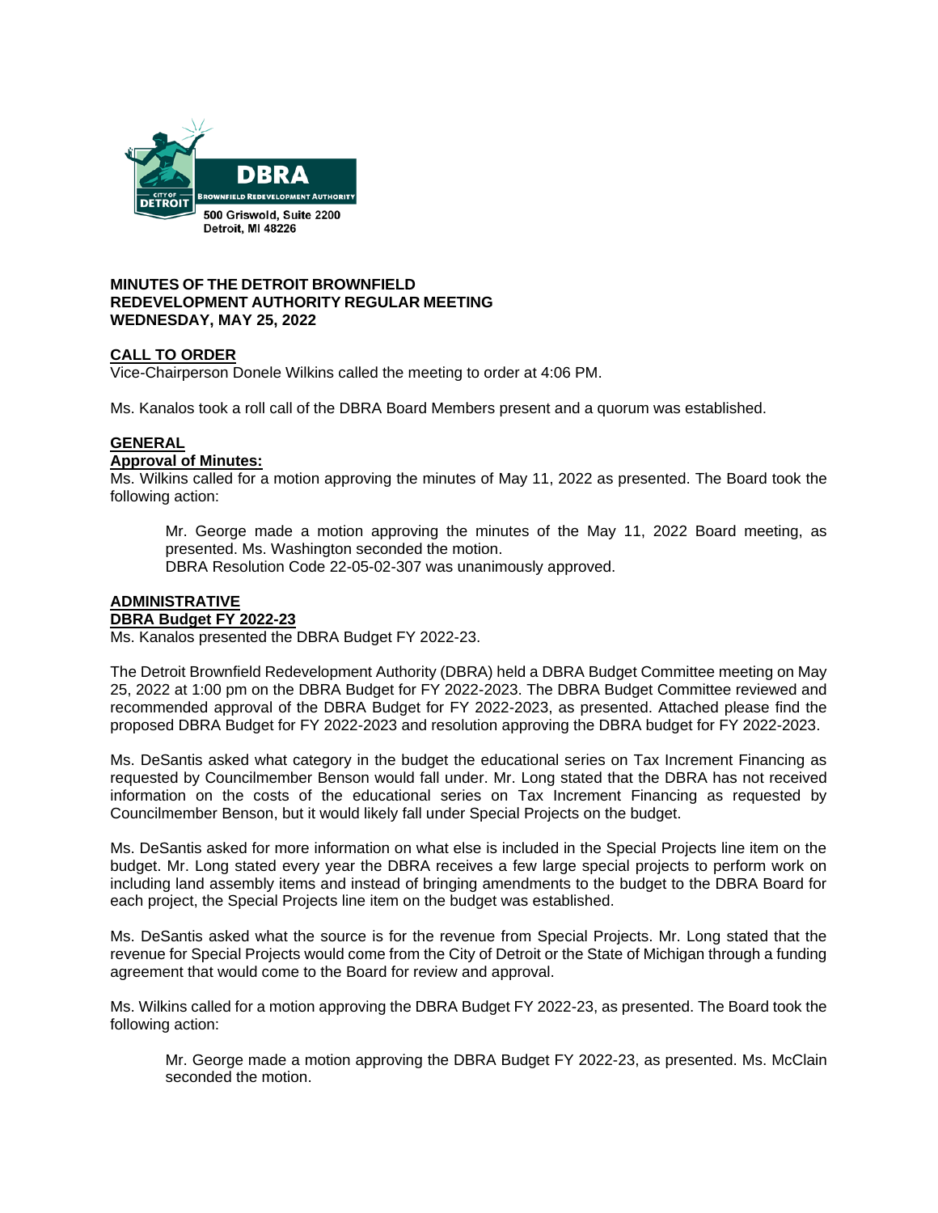DBRA

BROWNFIELD REDEVELOPMENT AUTHORITY

CITY OF DETROIT

500 Griswold, Suite 2200
Detroit, MI 48226

**MINUTES OF THE DETROIT BROWNFIELD REDEVELOPMENT AUTHORITY REGULAR MEETING**
**WEDNESDAY, MAY 25, 2022**

**CALL TO ORDER**

Vice-Chairperson Donele Wilkins called the meeting to order at 4:06 PM.

Ms. Kanalos took a roll call of the DBRA Board Members present and a quorum was established.

**GENERAL**

**Approval of Minutes:**

Ms. Wilkins called for a motion approving the minutes of May 11, 2022 as presented. The Board took the following action:

> Mr. George made a motion approving the minutes of the May 11, 2022 Board meeting, as presented. Ms. Washington seconded the motion.
> DBRA Resolution Code 22-05-02-307 was unanimously approved.

**ADMINISTRATIVE**

**DBRA Budget FY 2022-23**

Ms. Kanalos presented the DBRA Budget FY 2022-23.

The Detroit Brownfield Redevelopment Authority (DBRA) held a DBRA Budget Committee meeting on May 25, 2022 at 1:00 pm on the DBRA Budget for FY 2022-2023. The DBRA Budget Committee reviewed and recommended approval of the DBRA Budget for FY 2022-2023, as presented. Attached please find the proposed DBRA Budget for FY 2022-2023 and resolution approving the DBRA budget for FY 2022-2023.

Ms. DeSantis asked what category in the budget the educational series on Tax Increment Financing as requested by Councilmember Benson would fall under. Mr. Long stated that the DBRA has not received information on the costs of the educational series on Tax Increment Financing as requested by Councilmember Benson, but it would likely fall under Special Projects on the budget.

Ms. DeSantis asked for more information on what else is included in the Special Projects line item on the budget. Mr. Long stated every year the DBRA receives a few large special projects to perform work on including land assembly items and instead of bringing amendments to the budget to the DBRA Board for each project, the Special Projects line item on the budget was established.

Ms. DeSantis asked what the source is for the revenue from Special Projects. Mr. Long stated that the revenue for Special Projects would come from the City of Detroit or the State of Michigan through a funding agreement that would come to the Board for review and approval.

Ms. Wilkins called for a motion approving the DBRA Budget FY 2022-23, as presented. The Board took the following action:

> Mr. George made a motion approving the DBRA Budget FY 2022-23, as presented. Ms. McClain seconded the motion.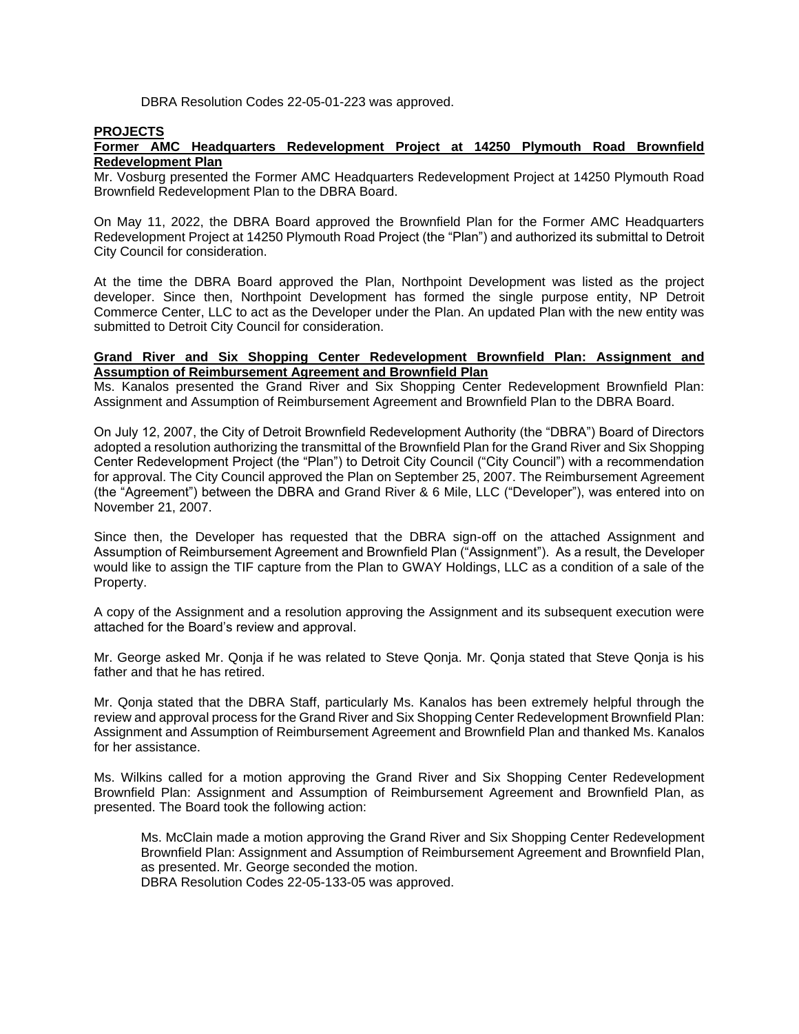DBRA Resolution Codes 22-05-01-223 was approved.

**PROJECTS**

**Former AMC Headquarters Redevelopment Project at 14250 Plymouth Road Brownfield Redevelopment Plan**

Mr. Vosburg presented the Former AMC Headquarters Redevelopment Project at 14250 Plymouth Road Brownfield Redevelopment Plan to the DBRA Board.

On May 11, 2022, the DBRA Board approved the Brownfield Plan for the Former AMC Headquarters Redevelopment Project at 14250 Plymouth Road Project (the "Plan") and authorized its submittal to Detroit City Council for consideration.

At the time the DBRA Board approved the Plan, Northpoint Development was listed as the project developer. Since then, Northpoint Development has formed the single purpose entity, NP Detroit Commerce Center, LLC to act as the Developer under the Plan. An updated Plan with the new entity was submitted to Detroit City Council for consideration.

**Grand River and Six Shopping Center Redevelopment Brownfield Plan: Assignment and Assumption of Reimbursement Agreement and Brownfield Plan**

Ms. Kanalos presented the Grand River and Six Shopping Center Redevelopment Brownfield Plan: Assignment and Assumption of Reimbursement Agreement and Brownfield Plan to the DBRA Board.

On July 12, 2007, the City of Detroit Brownfield Redevelopment Authority (the "DBRA") Board of Directors adopted a resolution authorizing the transmittal of the Brownfield Plan for the Grand River and Six Shopping Center Redevelopment Project (the "Plan") to Detroit City Council ("City Council") with a recommendation for approval. The City Council approved the Plan on September 25, 2007. The Reimbursement Agreement (the "Agreement") between the DBRA and Grand River & 6 Mile, LLC ("Developer"), was entered into on November 21, 2007.

Since then, the Developer has requested that the DBRA sign-off on the attached Assignment and Assumption of Reimbursement Agreement and Brownfield Plan ("Assignment"). As a result, the Developer would like to assign the TIF capture from the Plan to GWAY Holdings, LLC as a condition of a sale of the Property.

A copy of the Assignment and a resolution approving the Assignment and its subsequent execution were attached for the Board's review and approval.

Mr. George asked Mr. Qonja if he was related to Steve Qonja. Mr. Qonja stated that Steve Qonja is his father and that he has retired.

Mr. Qonja stated that the DBRA Staff, particularly Ms. Kanalos has been extremely helpful through the review and approval process for the Grand River and Six Shopping Center Redevelopment Brownfield Plan: Assignment and Assumption of Reimbursement Agreement and Brownfield Plan and thanked Ms. Kanalos for her assistance.

Ms. Wilkins called for a motion approving the Grand River and Six Shopping Center Redevelopment Brownfield Plan: Assignment and Assumption of Reimbursement Agreement and Brownfield Plan, as presented. The Board took the following action:

> Ms. McClain made a motion approving the Grand River and Six Shopping Center Redevelopment Brownfield Plan: Assignment and Assumption of Reimbursement Agreement and Brownfield Plan, as presented. Mr. George seconded the motion.
> DBRA Resolution Codes 22-05-133-05 was approved.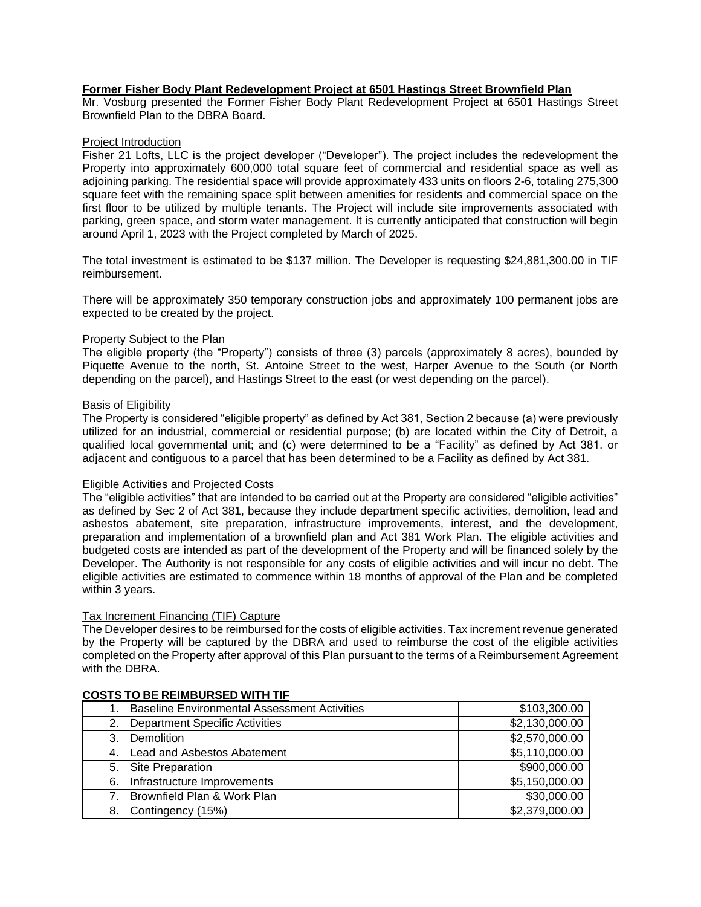**Former Fisher Body Plant Redevelopment Project at 6501 Hastings Street Brownfield Plan**

Mr. Vosburg presented the Former Fisher Body Plant Redevelopment Project at 6501 Hastings Street Brownfield Plan to the DBRA Board.

Project Introduction

Fisher 21 Lofts, LLC is the project developer ("Developer"). The project includes the redevelopment the Property into approximately 600,000 total square feet of commercial and residential space as well as adjoining parking. The residential space will provide approximately 433 units on floors 2-6, totaling 275,300 square feet with the remaining space split between amenities for residents and commercial space on the first floor to be utilized by multiple tenants. The Project will include site improvements associated with parking, green space, and storm water management. It is currently anticipated that construction will begin around April 1, 2023 with the Project completed by March of 2025.

The total investment is estimated to be $137 million. The Developer is requesting $24,881,300.00 in TIF reimbursement.

There will be approximately 350 temporary construction jobs and approximately 100 permanent jobs are expected to be created by the project.

Property Subject to the Plan

The eligible property (the "Property") consists of three (3) parcels (approximately 8 acres), bounded by Piquette Avenue to the north, St. Antoine Street to the west, Harper Avenue to the South (or North depending on the parcel), and Hastings Street to the east (or west depending on the parcel).

Basis of Eligibility

The Property is considered "eligible property" as defined by Act 381, Section 2 because (a) were previously utilized for an industrial, commercial or residential purpose; (b) are located within the City of Detroit, a qualified local governmental unit; and (c) were determined to be a "Facility" as defined by Act 381. or adjacent and contiguous to a parcel that has been determined to be a Facility as defined by Act 381.

Eligible Activities and Projected Costs

The "eligible activities" that are intended to be carried out at the Property are considered "eligible activities" as defined by Sec 2 of Act 381, because they include department specific activities, demolition, lead and asbestos abatement, site preparation, infrastructure improvements, interest, and the development, preparation and implementation of a brownfield plan and Act 381 Work Plan. The eligible activities and budgeted costs are intended as part of the development of the Property and will be financed solely by the Developer. The Authority is not responsible for any costs of eligible activities and will incur no debt. The eligible activities are estimated to commence within 18 months of approval of the Plan and be completed within 3 years.

Tax Increment Financing (TIF) Capture

The Developer desires to be reimbursed for the costs of eligible activities. Tax increment revenue generated by the Property will be captured by the DBRA and used to reimburse the cost of the eligible activities completed on the Property after approval of this Plan pursuant to the terms of a Reimbursement Agreement with the DBRA.

**COSTS TO BE REIMBURSED WITH TIF**

| | |
|---|---:|
| 1. Baseline Environmental Assessment Activities | $103,300.00 |
| 2. Department Specific Activities | $2,130,000.00 |
| 3. Demolition | $2,570,000.00 |
| 4. Lead and Asbestos Abatement | $5,110,000.00 |
| 5. Site Preparation | $900,000.00 |
| 6. Infrastructure Improvements | $5,150,000.00 |
| 7. Brownfield Plan & Work Plan | $30,000.00 |
| 8. Contingency (15%) | $2,379,000.00 |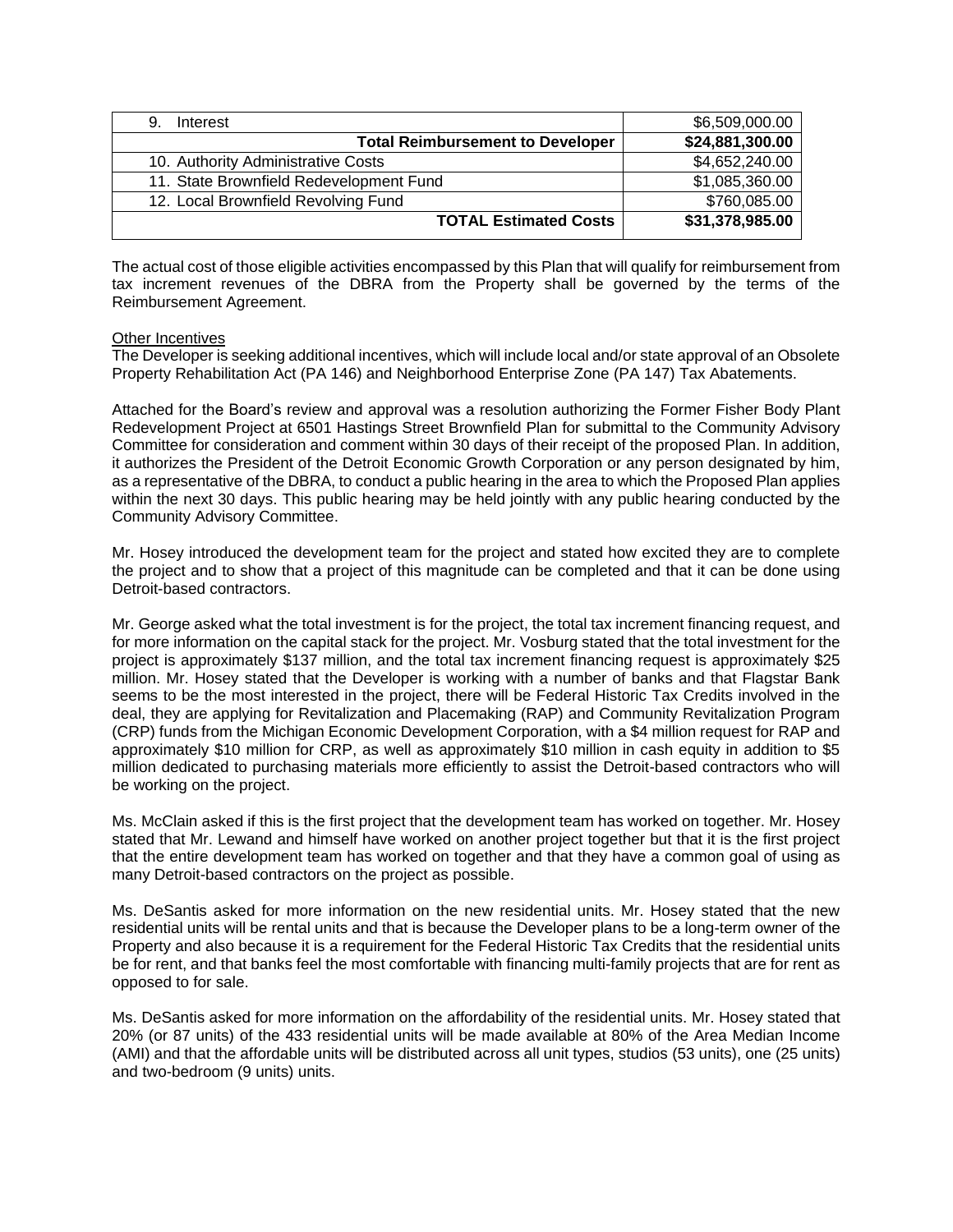| 9. Interest | $6,509,000.00 |
|---|---|
| **Total Reimbursement to Developer** | **$24,881,300.00** |
| 10. Authority Administrative Costs | $4,652,240.00 |
| 11. State Brownfield Redevelopment Fund | $1,085,360.00 |
| 12. Local Brownfield Revolving Fund | $760,085.00 |
| **TOTAL Estimated Costs** | **$31,378,985.00** |

The actual cost of those eligible activities encompassed by this Plan that will qualify for reimbursement from tax increment revenues of the DBRA from the Property shall be governed by the terms of the Reimbursement Agreement.

Other Incentives

The Developer is seeking additional incentives, which will include local and/or state approval of an Obsolete Property Rehabilitation Act (PA 146) and Neighborhood Enterprise Zone (PA 147) Tax Abatements.

Attached for the Board's review and approval was a resolution authorizing the Former Fisher Body Plant Redevelopment Project at 6501 Hastings Street Brownfield Plan for submittal to the Community Advisory Committee for consideration and comment within 30 days of their receipt of the proposed Plan. In addition, it authorizes the President of the Detroit Economic Growth Corporation or any person designated by him, as a representative of the DBRA, to conduct a public hearing in the area to which the Proposed Plan applies within the next 30 days. This public hearing may be held jointly with any public hearing conducted by the Community Advisory Committee.

Mr. Hosey introduced the development team for the project and stated how excited they are to complete the project and to show that a project of this magnitude can be completed and that it can be done using Detroit-based contractors.

Mr. George asked what the total investment is for the project, the total tax increment financing request, and for more information on the capital stack for the project. Mr. Vosburg stated that the total investment for the project is approximately $137 million, and the total tax increment financing request is approximately $25 million. Mr. Hosey stated that the Developer is working with a number of banks and that Flagstar Bank seems to be the most interested in the project, there will be Federal Historic Tax Credits involved in the deal, they are applying for Revitalization and Placemaking (RAP) and Community Revitalization Program (CRP) funds from the Michigan Economic Development Corporation, with a $4 million request for RAP and approximately $10 million for CRP, as well as approximately $10 million in cash equity in addition to $5 million dedicated to purchasing materials more efficiently to assist the Detroit-based contractors who will be working on the project.

Ms. McClain asked if this is the first project that the development team has worked on together. Mr. Hosey stated that Mr. Lewand and himself have worked on another project together but that it is the first project that the entire development team has worked on together and that they have a common goal of using as many Detroit-based contractors on the project as possible.

Ms. DeSantis asked for more information on the new residential units. Mr. Hosey stated that the new residential units will be rental units and that is because the Developer plans to be a long-term owner of the Property and also because it is a requirement for the Federal Historic Tax Credits that the residential units be for rent, and that banks feel the most comfortable with financing multi-family projects that are for rent as opposed to for sale.

Ms. DeSantis asked for more information on the affordability of the residential units. Mr. Hosey stated that 20% (or 87 units) of the 433 residential units will be made available at 80% of the Area Median Income (AMI) and that the affordable units will be distributed across all unit types, studios (53 units), one (25 units) and two-bedroom (9 units) units.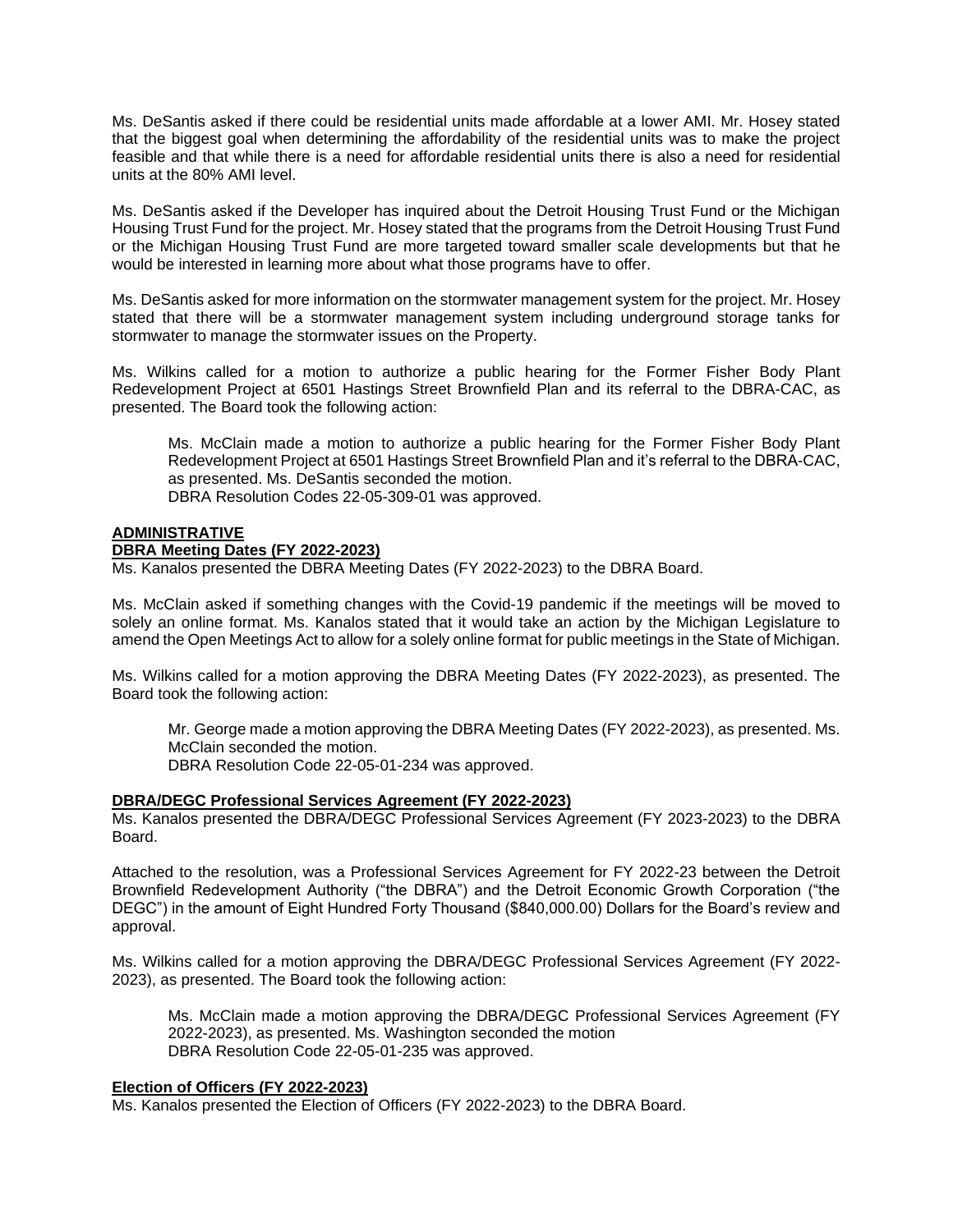Ms. DeSantis asked if there could be residential units made affordable at a lower AMI. Mr. Hosey stated that the biggest goal when determining the affordability of the residential units was to make the project feasible and that while there is a need for affordable residential units there is also a need for residential units at the 80% AMI level.

Ms. DeSantis asked if the Developer has inquired about the Detroit Housing Trust Fund or the Michigan Housing Trust Fund for the project. Mr. Hosey stated that the programs from the Detroit Housing Trust Fund or the Michigan Housing Trust Fund are more targeted toward smaller scale developments but that he would be interested in learning more about what those programs have to offer.

Ms. DeSantis asked for more information on the stormwater management system for the project. Mr. Hosey stated that there will be a stormwater management system including underground storage tanks for stormwater to manage the stormwater issues on the Property.

Ms. Wilkins called for a motion to authorize a public hearing for the Former Fisher Body Plant Redevelopment Project at 6501 Hastings Street Brownfield Plan and its referral to the DBRA-CAC, as presented. The Board took the following action:

> Ms. McClain made a motion to authorize a public hearing for the Former Fisher Body Plant Redevelopment Project at 6501 Hastings Street Brownfield Plan and it's referral to the DBRA-CAC, as presented. Ms. DeSantis seconded the motion.
> DBRA Resolution Codes 22-05-309-01 was approved.

**ADMINISTRATIVE**

**DBRA Meeting Dates (FY 2022-2023)**

Ms. Kanalos presented the DBRA Meeting Dates (FY 2022-2023) to the DBRA Board.

Ms. McClain asked if something changes with the Covid-19 pandemic if the meetings will be moved to solely an online format. Ms. Kanalos stated that it would take an action by the Michigan Legislature to amend the Open Meetings Act to allow for a solely online format for public meetings in the State of Michigan.

Ms. Wilkins called for a motion approving the DBRA Meeting Dates (FY 2022-2023), as presented. The Board took the following action:

> Mr. George made a motion approving the DBRA Meeting Dates (FY 2022-2023), as presented. Ms. McClain seconded the motion.
> DBRA Resolution Code 22-05-01-234 was approved.

**DBRA/DEGC Professional Services Agreement (FY 2022-2023)**

Ms. Kanalos presented the DBRA/DEGC Professional Services Agreement (FY 2023-2023) to the DBRA Board.

Attached to the resolution, was a Professional Services Agreement for FY 2022-23 between the Detroit Brownfield Redevelopment Authority ("the DBRA") and the Detroit Economic Growth Corporation ("the DEGC") in the amount of Eight Hundred Forty Thousand ($840,000.00) Dollars for the Board's review and approval.

Ms. Wilkins called for a motion approving the DBRA/DEGC Professional Services Agreement (FY 2022-2023), as presented. The Board took the following action:

> Ms. McClain made a motion approving the DBRA/DEGC Professional Services Agreement (FY 2022-2023), as presented. Ms. Washington seconded the motion
> DBRA Resolution Code 22-05-01-235 was approved.

**Election of Officers (FY 2022-2023)**

Ms. Kanalos presented the Election of Officers (FY 2022-2023) to the DBRA Board.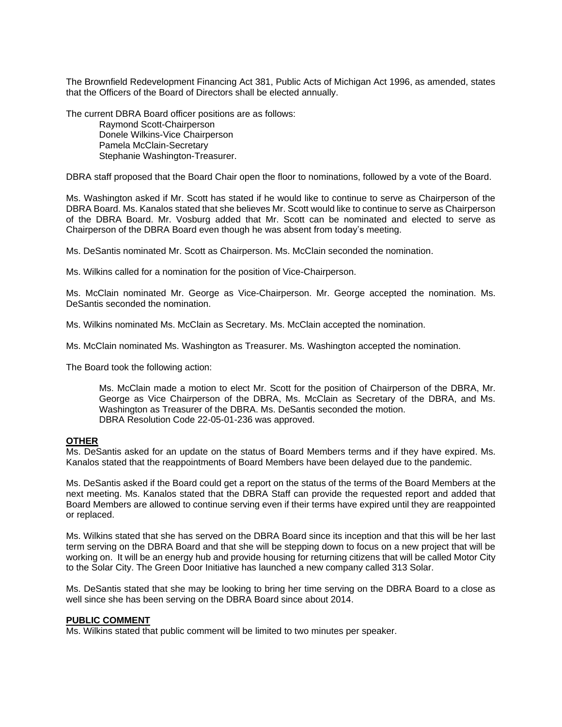The Brownfield Redevelopment Financing Act 381, Public Acts of Michigan Act 1996, as amended, states that the Officers of the Board of Directors shall be elected annually.

The current DBRA Board officer positions are as follows:

Raymond Scott-Chairperson
Donele Wilkins-Vice Chairperson
Pamela McClain-Secretary
Stephanie Washington-Treasurer.

DBRA staff proposed that the Board Chair open the floor to nominations, followed by a vote of the Board.

Ms. Washington asked if Mr. Scott has stated if he would like to continue to serve as Chairperson of the DBRA Board. Ms. Kanalos stated that she believes Mr. Scott would like to continue to serve as Chairperson of the DBRA Board. Mr. Vosburg added that Mr. Scott can be nominated and elected to serve as Chairperson of the DBRA Board even though he was absent from today's meeting.

Ms. DeSantis nominated Mr. Scott as Chairperson. Ms. McClain seconded the nomination.

Ms. Wilkins called for a nomination for the position of Vice-Chairperson.

Ms. McClain nominated Mr. George as Vice-Chairperson. Mr. George accepted the nomination. Ms. DeSantis seconded the nomination.

Ms. Wilkins nominated Ms. McClain as Secretary. Ms. McClain accepted the nomination.

Ms. McClain nominated Ms. Washington as Treasurer. Ms. Washington accepted the nomination.

The Board took the following action:

> Ms. McClain made a motion to elect Mr. Scott for the position of Chairperson of the DBRA, Mr. George as Vice Chairperson of the DBRA, Ms. McClain as Secretary of the DBRA, and Ms. Washington as Treasurer of the DBRA. Ms. DeSantis seconded the motion.
> DBRA Resolution Code 22-05-01-236 was approved.

## OTHER

Ms. DeSantis asked for an update on the status of Board Members terms and if they have expired. Ms. Kanalos stated that the reappointments of Board Members have been delayed due to the pandemic.

Ms. DeSantis asked if the Board could get a report on the status of the terms of the Board Members at the next meeting. Ms. Kanalos stated that the DBRA Staff can provide the requested report and added that Board Members are allowed to continue serving even if their terms have expired until they are reappointed or replaced.

Ms. Wilkins stated that she has served on the DBRA Board since its inception and that this will be her last term serving on the DBRA Board and that she will be stepping down to focus on a new project that will be working on. It will be an energy hub and provide housing for returning citizens that will be called Motor City to the Solar City. The Green Door Initiative has launched a new company called 313 Solar.

Ms. DeSantis stated that she may be looking to bring her time serving on the DBRA Board to a close as well since she has been serving on the DBRA Board since about 2014.

## PUBLIC COMMENT

Ms. Wilkins stated that public comment will be limited to two minutes per speaker.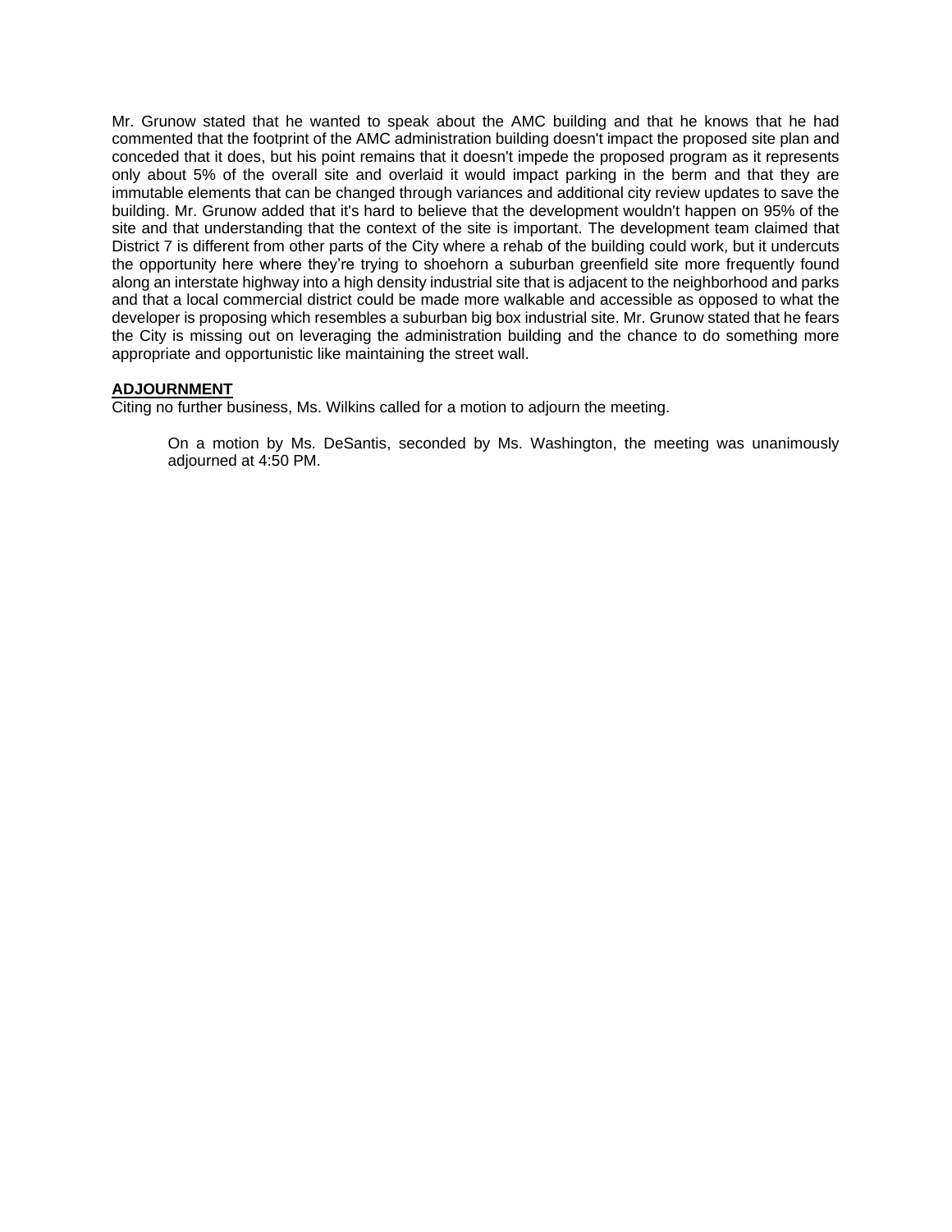Mr. Grunow stated that he wanted to speak about the AMC building and that he knows that he had commented that the footprint of the AMC administration building doesn't impact the proposed site plan and conceded that it does, but his point remains that it doesn't impede the proposed program as it represents only about 5% of the overall site and overlaid it would impact parking in the berm and that they are immutable elements that can be changed through variances and additional city review updates to save the building. Mr. Grunow added that it's hard to believe that the development wouldn't happen on 95% of the site and that understanding that the context of the site is important. The development team claimed that District 7 is different from other parts of the City where a rehab of the building could work, but it undercuts the opportunity here where they're trying to shoehorn a suburban greenfield site more frequently found along an interstate highway into a high density industrial site that is adjacent to the neighborhood and parks and that a local commercial district could be made more walkable and accessible as opposed to what the developer is proposing which resembles a suburban big box industrial site. Mr. Grunow stated that he fears the City is missing out on leveraging the administration building and the chance to do something more appropriate and opportunistic like maintaining the street wall.

**ADJOURNMENT**

Citing no further business, Ms. Wilkins called for a motion to adjourn the meeting.

> On a motion by Ms. DeSantis, seconded by Ms. Washington, the meeting was unanimously adjourned at 4:50 PM.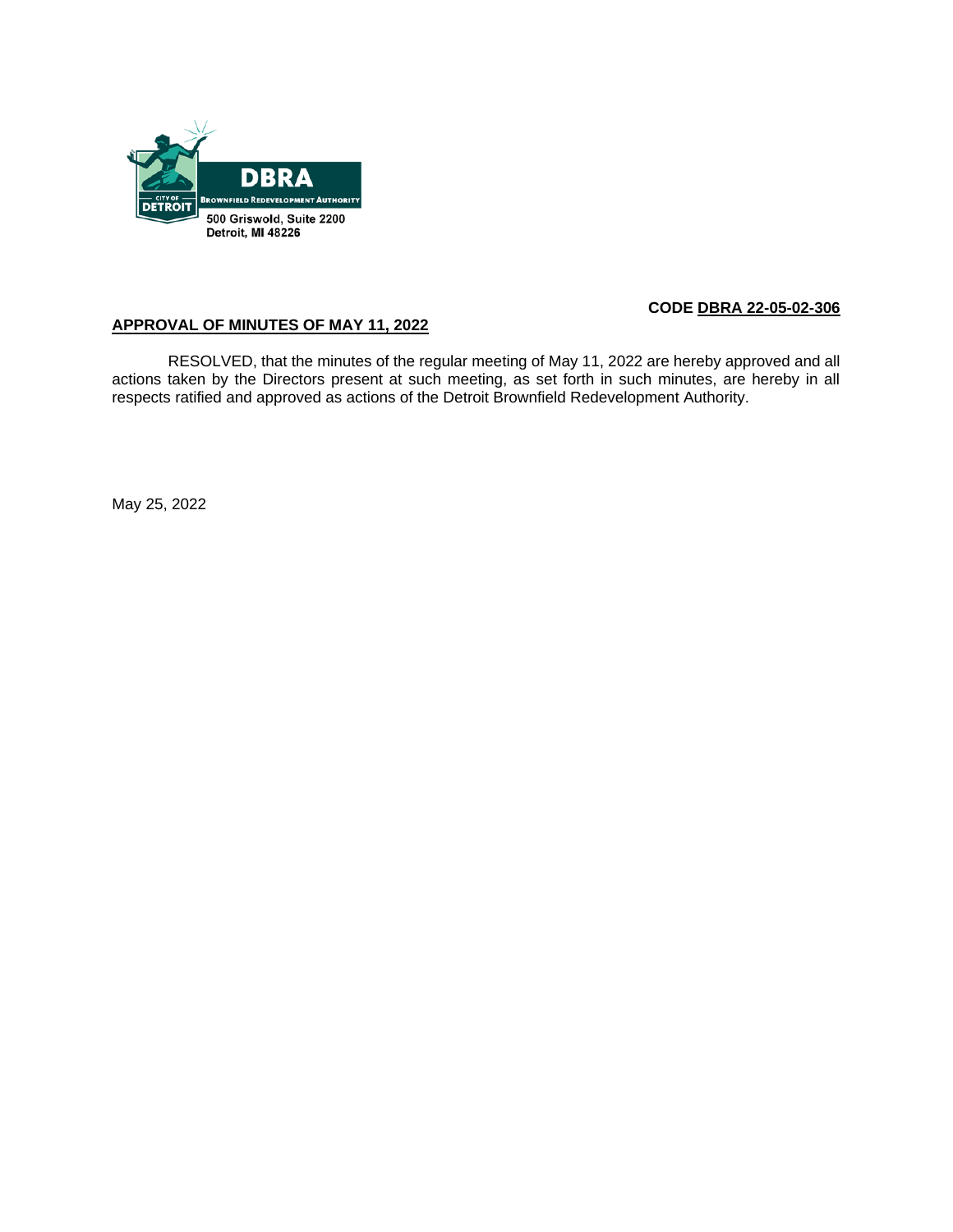DBRA

BROWNFIELD REDEVELOPMENT AUTHORITY

CITY OF DETROIT

500 Griswold, Suite 2200
Detroit, MI 48226

**CODE DBRA 22-05-02-306**

**APPROVAL OF MINUTES OF MAY 11, 2022**

RESOLVED, that the minutes of the regular meeting of May 11, 2022 are hereby approved and all actions taken by the Directors present at such meeting, as set forth in such minutes, are hereby in all respects ratified and approved as actions of the Detroit Brownfield Redevelopment Authority.

May 25, 2022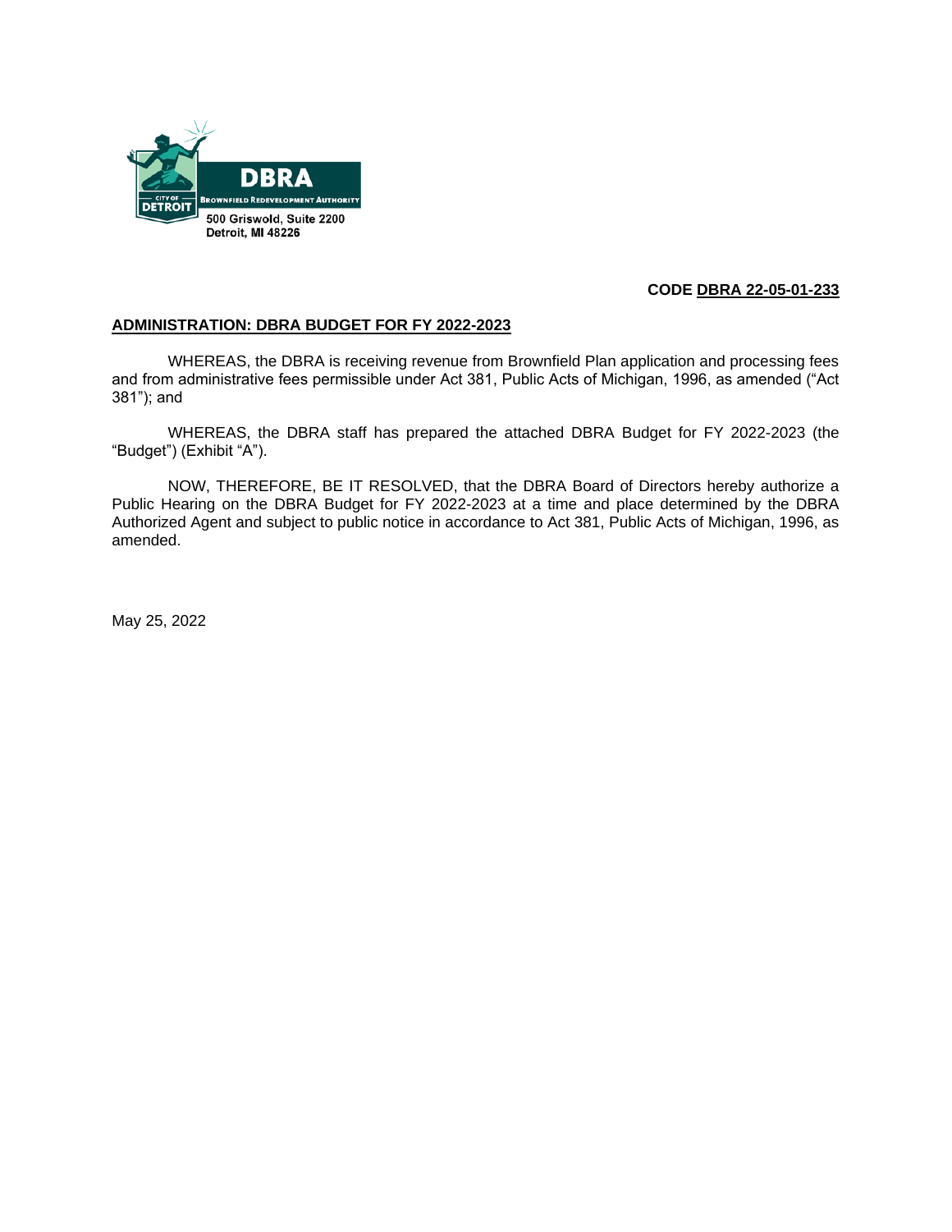DBRA

CITY OF DETROIT

BROWNFIELD REDEVELOPMENT AUTHORITY

500 Griswold, Suite 2200
Detroit, MI 48226

**CODE DBRA 22-05-01-233**

**ADMINISTRATION: DBRA BUDGET FOR FY 2022-2023**

WHEREAS, the DBRA is receiving revenue from Brownfield Plan application and processing fees and from administrative fees permissible under Act 381, Public Acts of Michigan, 1996, as amended ("Act 381"); and

WHEREAS, the DBRA staff has prepared the attached DBRA Budget for FY 2022-2023 (the "Budget") (Exhibit "A").

NOW, THEREFORE, BE IT RESOLVED, that the DBRA Board of Directors hereby authorize a Public Hearing on the DBRA Budget for FY 2022-2023 at a time and place determined by the DBRA Authorized Agent and subject to public notice in accordance to Act 381, Public Acts of Michigan, 1996, as amended.

May 25, 2022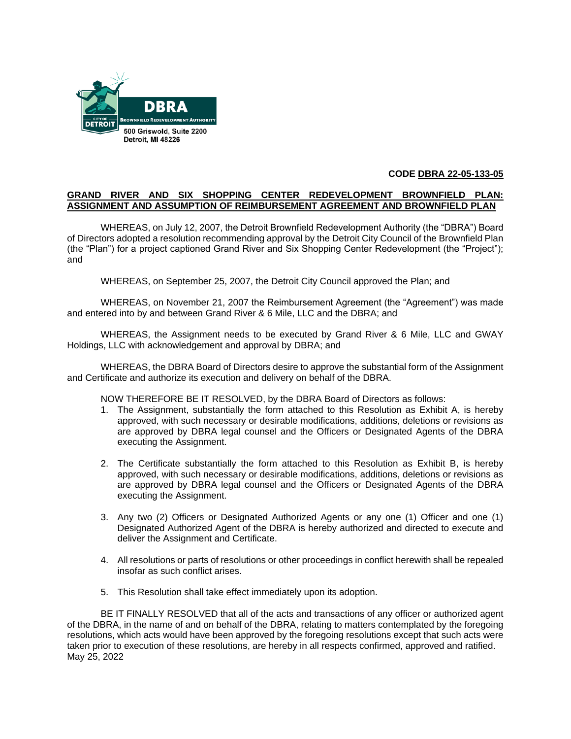DBRA

BROWNFIELD REDEVELOPMENT AUTHORITY

CITY OF DETROIT

500 Griswold, Suite 2200
Detroit, MI 48226

**CODE DBRA 22-05-133-05**

**GRAND RIVER AND SIX SHOPPING CENTER REDEVELOPMENT BROWNFIELD PLAN: ASSIGNMENT AND ASSUMPTION OF REIMBURSEMENT AGREEMENT AND BROWNFIELD PLAN**

WHEREAS, on July 12, 2007, the Detroit Brownfield Redevelopment Authority (the "DBRA") Board of Directors adopted a resolution recommending approval by the Detroit City Council of the Brownfield Plan (the "Plan") for a project captioned Grand River and Six Shopping Center Redevelopment (the "Project"); and

WHEREAS, on September 25, 2007, the Detroit City Council approved the Plan; and

WHEREAS, on November 21, 2007 the Reimbursement Agreement (the "Agreement") was made and entered into by and between Grand River & 6 Mile, LLC and the DBRA; and

WHEREAS, the Assignment needs to be executed by Grand River & 6 Mile, LLC and GWAY Holdings, LLC with acknowledgement and approval by DBRA; and

WHEREAS, the DBRA Board of Directors desire to approve the substantial form of the Assignment and Certificate and authorize its execution and delivery on behalf of the DBRA.

NOW THEREFORE BE IT RESOLVED, by the DBRA Board of Directors as follows:

1. The Assignment, substantially the form attached to this Resolution as Exhibit A, is hereby approved, with such necessary or desirable modifications, additions, deletions or revisions as are approved by DBRA legal counsel and the Officers or Designated Agents of the DBRA executing the Assignment.

2. The Certificate substantially the form attached to this Resolution as Exhibit B, is hereby approved, with such necessary or desirable modifications, additions, deletions or revisions as are approved by DBRA legal counsel and the Officers or Designated Agents of the DBRA executing the Assignment.

3. Any two (2) Officers or Designated Authorized Agents or any one (1) Officer and one (1) Designated Authorized Agent of the DBRA is hereby authorized and directed to execute and deliver the Assignment and Certificate.

4. All resolutions or parts of resolutions or other proceedings in conflict herewith shall be repealed insofar as such conflict arises.

5. This Resolution shall take effect immediately upon its adoption.

BE IT FINALLY RESOLVED that all of the acts and transactions of any officer or authorized agent of the DBRA, in the name of and on behalf of the DBRA, relating to matters contemplated by the foregoing resolutions, which acts would have been approved by the foregoing resolutions except that such acts were taken prior to execution of these resolutions, are hereby in all respects confirmed, approved and ratified.

May 25, 2022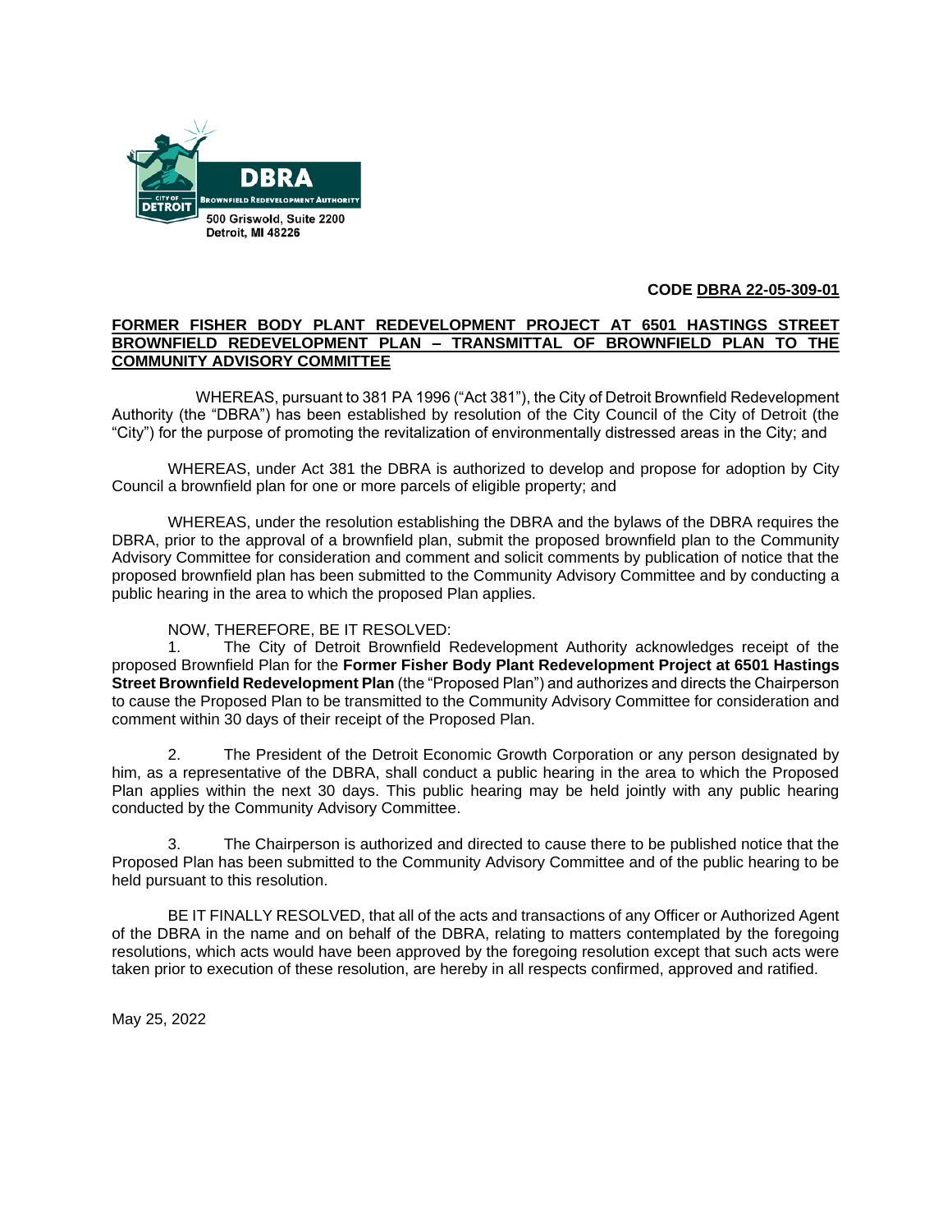**DBRA**

**BROWNFIELD REDEVELOPMENT AUTHORITY**

CITY OF DETROIT

500 Griswold, Suite 2200
Detroit, MI 48226

**CODE DBRA 22-05-309-01**

**FORMER FISHER BODY PLANT REDEVELOPMENT PROJECT AT 6501 HASTINGS STREET BROWNFIELD REDEVELOPMENT PLAN – TRANSMITTAL OF BROWNFIELD PLAN TO THE COMMUNITY ADVISORY COMMITTEE**

WHEREAS, pursuant to 381 PA 1996 ("Act 381"), the City of Detroit Brownfield Redevelopment Authority (the "DBRA") has been established by resolution of the City Council of the City of Detroit (the "City") for the purpose of promoting the revitalization of environmentally distressed areas in the City; and

WHEREAS, under Act 381 the DBRA is authorized to develop and propose for adoption by City Council a brownfield plan for one or more parcels of eligible property; and

WHEREAS, under the resolution establishing the DBRA and the bylaws of the DBRA requires the DBRA, prior to the approval of a brownfield plan, submit the proposed brownfield plan to the Community Advisory Committee for consideration and comment and solicit comments by publication of notice that the proposed brownfield plan has been submitted to the Community Advisory Committee and by conducting a public hearing in the area to which the proposed Plan applies.

NOW, THEREFORE, BE IT RESOLVED:

1. The City of Detroit Brownfield Redevelopment Authority acknowledges receipt of the proposed Brownfield Plan for the **Former Fisher Body Plant Redevelopment Project at 6501 Hastings Street Brownfield Redevelopment Plan** (the "Proposed Plan") and authorizes and directs the Chairperson to cause the Proposed Plan to be transmitted to the Community Advisory Committee for consideration and comment within 30 days of their receipt of the Proposed Plan.

2. The President of the Detroit Economic Growth Corporation or any person designated by him, as a representative of the DBRA, shall conduct a public hearing in the area to which the Proposed Plan applies within the next 30 days. This public hearing may be held jointly with any public hearing conducted by the Community Advisory Committee.

3. The Chairperson is authorized and directed to cause there to be published notice that the Proposed Plan has been submitted to the Community Advisory Committee and of the public hearing to be held pursuant to this resolution.

BE IT FINALLY RESOLVED, that all of the acts and transactions of any Officer or Authorized Agent of the DBRA in the name and on behalf of the DBRA, relating to matters contemplated by the foregoing resolutions, which acts would have been approved by the foregoing resolution except that such acts were taken prior to execution of these resolution, are hereby in all respects confirmed, approved and ratified.

May 25, 2022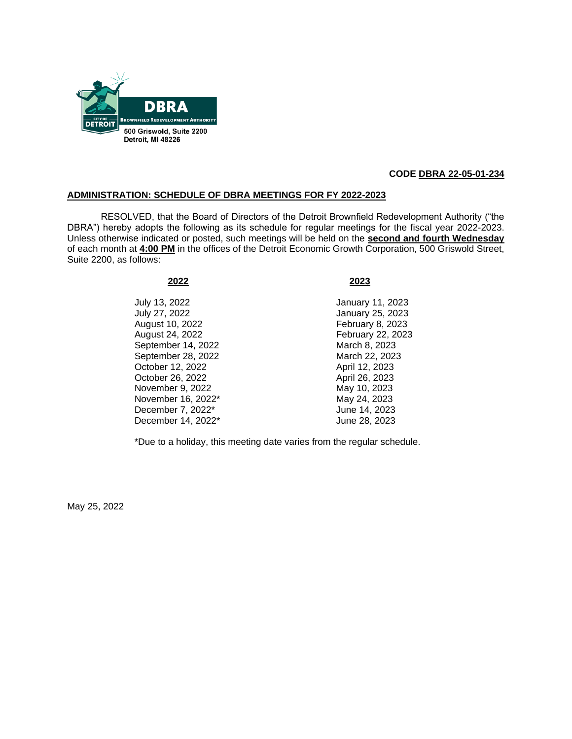DBRA
BROWNFIELD REDEVELOPMENT AUTHORITY
CITY OF DETROIT
500 Griswold, Suite 2200
Detroit, MI 48226

**CODE DBRA 22-05-01-234**

## ADMINISTRATION: SCHEDULE OF DBRA MEETINGS FOR FY 2022-2023

RESOLVED, that the Board of Directors of the Detroit Brownfield Redevelopment Authority ("the DBRA") hereby adopts the following as its schedule for regular meetings for the fiscal year 2022-2023. Unless otherwise indicated or posted, such meetings will be held on the **second and fourth Wednesday** of each month at **4:00 PM** in the offices of the Detroit Economic Growth Corporation, 500 Griswold Street, Suite 2200, as follows:

| 2022 | 2023 |
|---|---|
| July 13, 2022 | January 11, 2023 |
| July 27, 2022 | January 25, 2023 |
| August 10, 2022 | February 8, 2023 |
| August 24, 2022 | February 22, 2023 |
| September 14, 2022 | March 8, 2023 |
| September 28, 2022 | March 22, 2023 |
| October 12, 2022 | April 12, 2023 |
| October 26, 2022 | April 26, 2023 |
| November 9, 2022 | May 10, 2023 |
| November 16, 2022* | May 24, 2023 |
| December 7, 2022* | June 14, 2023 |
| December 14, 2022* | June 28, 2023 |

*Due to a holiday, this meeting date varies from the regular schedule.

May 25, 2022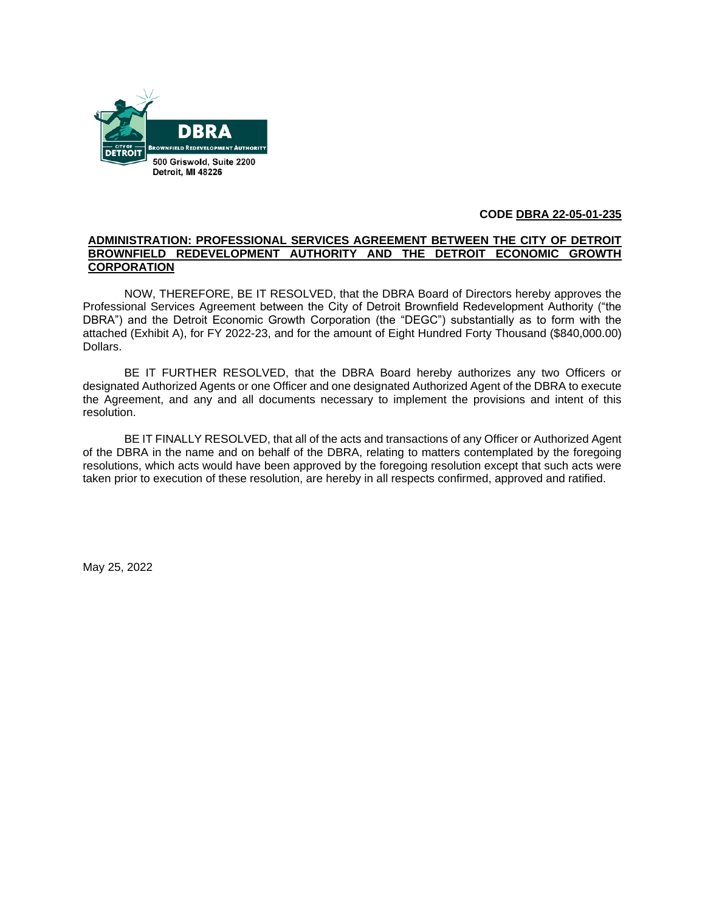DBRA

BROWNFIELD REDEVELOPMENT AUTHORITY

CITY OF DETROIT

500 Griswold, Suite 2200
Detroit, MI 48226

**CODE DBRA 22-05-01-235**

**ADMINISTRATION: PROFESSIONAL SERVICES AGREEMENT BETWEEN THE CITY OF DETROIT BROWNFIELD REDEVELOPMENT AUTHORITY AND THE DETROIT ECONOMIC GROWTH CORPORATION**

NOW, THEREFORE, BE IT RESOLVED, that the DBRA Board of Directors hereby approves the Professional Services Agreement between the City of Detroit Brownfield Redevelopment Authority ("the DBRA") and the Detroit Economic Growth Corporation (the "DEGC") substantially as to form with the attached (Exhibit A), for FY 2022-23, and for the amount of Eight Hundred Forty Thousand ($840,000.00) Dollars.

BE IT FURTHER RESOLVED, that the DBRA Board hereby authorizes any two Officers or designated Authorized Agents or one Officer and one designated Authorized Agent of the DBRA to execute the Agreement, and any and all documents necessary to implement the provisions and intent of this resolution.

BE IT FINALLY RESOLVED, that all of the acts and transactions of any Officer or Authorized Agent of the DBRA in the name and on behalf of the DBRA, relating to matters contemplated by the foregoing resolutions, which acts would have been approved by the foregoing resolution except that such acts were taken prior to execution of these resolution, are hereby in all respects confirmed, approved and ratified.

May 25, 2022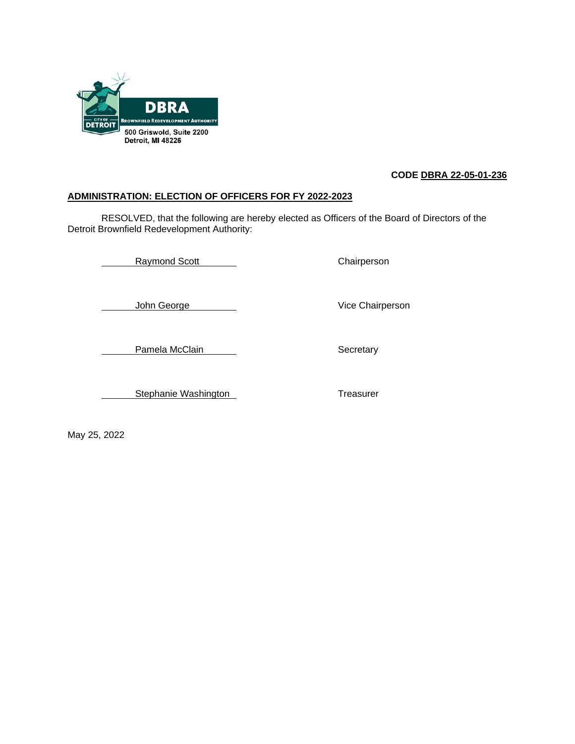**DBRA**
BROWNFIELD REDEVELOPMENT AUTHORITY
CITY OF DETROIT

500 Griswold, Suite 2200
Detroit, MI 48226

**CODE DBRA 22-05-01-236**

**ADMINISTRATION: ELECTION OF OFFICERS FOR FY 2022-2023**

RESOLVED, that the following are hereby elected as Officers of the Board of Directors of the Detroit Brownfield Redevelopment Authority:

| | |
|---|---|
| Raymond Scott | Chairperson |
| John George | Vice Chairperson |
| Pamela McClain | Secretary |
| Stephanie Washington | Treasurer |

May 25, 2022